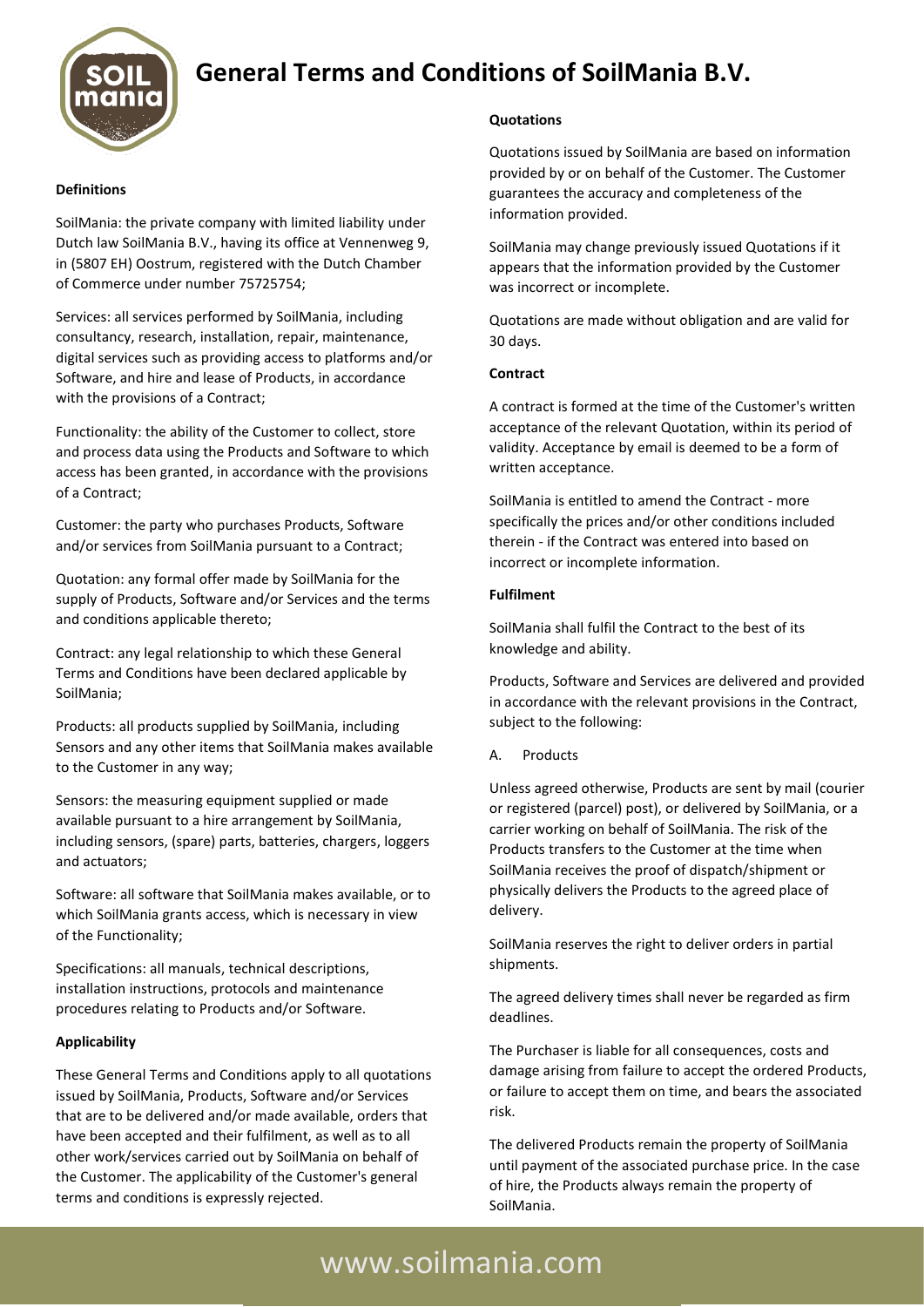# General Terms and Conditions of SoilMania B.V.

**Definitions**

SoilMania: the private company with limited liability under Dutch law SoilMania B.V., having its office at Vennenweg 9, in (5807 EH) Oostrum, registered with the Dutch Chamber of Commerce under number 75725754;

Services: all services performed by SoilMania, including consultancy, research, installation, repair, maintenance, digital services such as providing access to platforms and/or Software, and hire and lease of Products, in accordance with the provisions of a Contract;

Functionality: the ability of the Customer to collect, store and process data using the Products and Software to which access has been granted, in accordance with the provisions of a Contract;

Customer: the party who purchases Products, Software and/or services from SoilMania pursuant to a Contract;

Quotation: any formal offer made by SoilMania for the supply of Products, Software and/or Services and the terms and conditions applicable thereto;

Contract: any legal relationship to which these General Terms and Conditions have been declared applicable by SoilMania;

Products: all products supplied by SoilMania, including Sensors and any other items that SoilMania makes available to the Customer in any way;

Sensors: the measuring equipment supplied or made available pursuant to a hire arrangement by SoilMania, including sensors, (spare) parts, batteries, chargers, loggers and actuators;

Software: all software that SoilMania makes available, or to which SoilMania grants access, which is necessary in view of the Functionality;

Specifications: all manuals, technical descriptions, installation instructions, protocols and maintenance procedures relating to Products and/or Software.

**Applicability**

These General Terms and Conditions apply to all quotations issued by SoilMania, Products, Software and/or Services that are to be delivered and/or made available, orders that have been accepted and their fulfilment, as well as to all other work/services carried out by SoilMania on behalf of the Customer. The applicability of the Customer's general terms and conditions is expressly rejected.

**Quotations**

Quotations issued by SoilMania are based on information provided by or on behalf of the Customer. The Customer guarantees the accuracy and completeness of the information provided.

SoilMania may change previously issued Quotations if it appears that the information provided by the Customer was incorrect or incomplete.

Quotations are made without obligation and are valid for 30 days.

**Contract**

A contract is formed at the time of the Customer's written acceptance of the relevant Quotation, within its period of validity. Acceptance by email is deemed to be a form of written acceptance.

SoilMania is entitled to amend the Contract - more specifically the prices and/or other conditions included therein - if the Contract was entered into based on incorrect or incomplete information.

**Fulfilment**

SoilMania shall fulfil the Contract to the best of its knowledge and ability.

Products, Software and Services are delivered and provided in accordance with the relevant provisions in the Contract, subject to the following:

A. Products

Unless agreed otherwise, Products are sent by mail (courier or registered (parcel) post), or delivered by SoilMania, or a carrier working on behalf of SoilMania. The risk of the Products transfers to the Customer at the time when SoilMania receives the proof of dispatch/shipment or physically delivers the Products to the agreed place of delivery.

SoilMania reserves the right to deliver orders in partial shipments.

The agreed delivery times shall never be regarded as firm deadlines.

The Purchaser is liable for all consequences, costs and damage arising from failure to accept the ordered Products, or failure to accept them on time, and bears the associated risk.

The delivered Products remain the property of SoilMania until payment of the associated purchase price. In the case of hire, the Products always remain the property of SoilMania.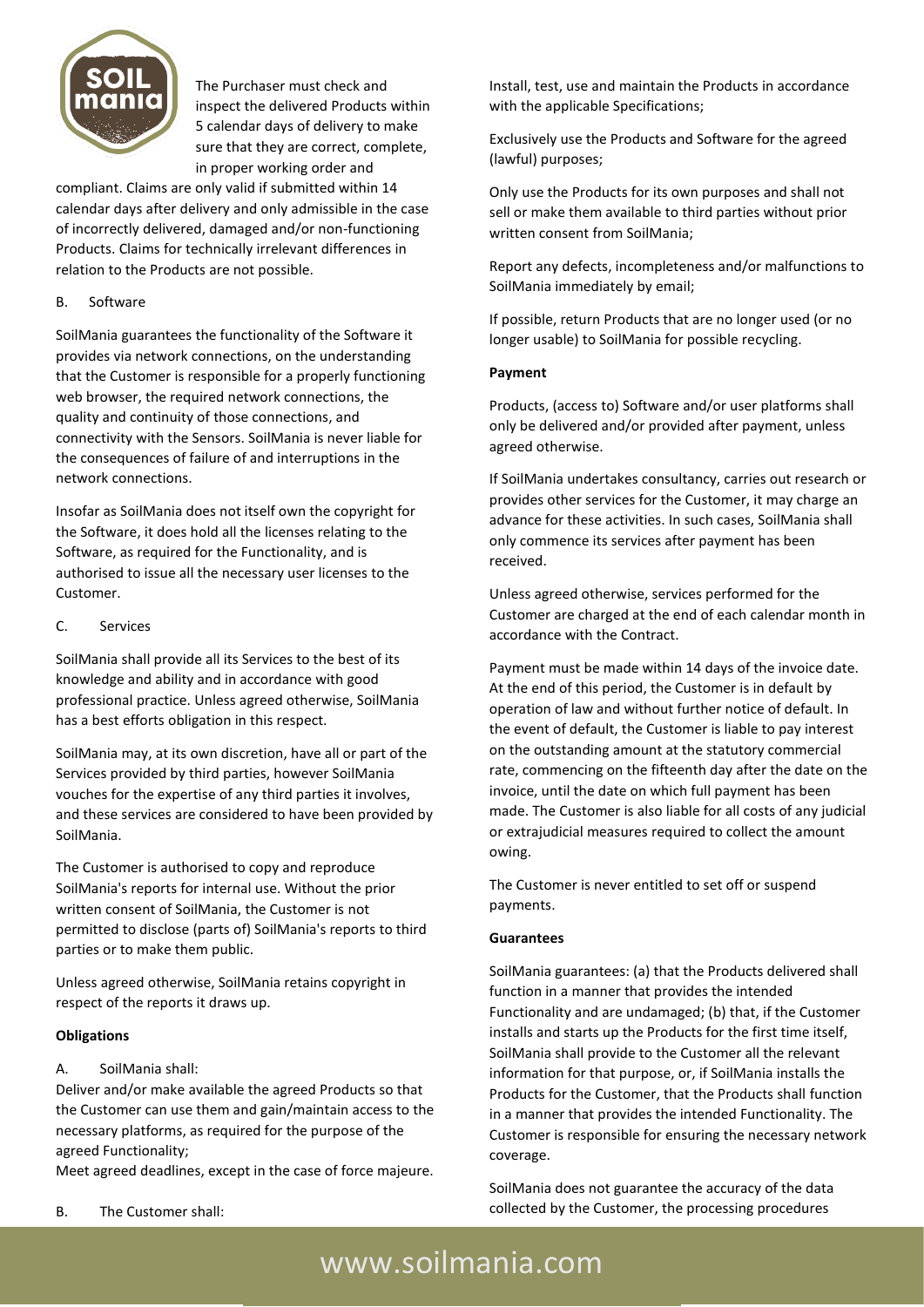The Purchaser must check and inspect the delivered Products within 5 calendar days of delivery to make sure that they are correct, complete, in proper working order and compliant. Claims are only valid if submitted within 14 calendar days after delivery and only admissible in the case of incorrectly delivered, damaged and/or non-functioning Products. Claims for technically irrelevant differences in relation to the Products are not possible.

B. Software

SoilMania guarantees the functionality of the Software it provides via network connections, on the understanding that the Customer is responsible for a properly functioning web browser, the required network connections, the quality and continuity of those connections, and connectivity with the Sensors. SoilMania is never liable for the consequences of failure of and interruptions in the network connections.

Insofar as SoilMania does not itself own the copyright for the Software, it does hold all the licenses relating to the Software, as required for the Functionality, and is authorised to issue all the necessary user licenses to the Customer.

C. Services

SoilMania shall provide all its Services to the best of its knowledge and ability and in accordance with good professional practice. Unless agreed otherwise, SoilMania has a best efforts obligation in this respect.

SoilMania may, at its own discretion, have all or part of the Services provided by third parties, however SoilMania vouches for the expertise of any third parties it involves, and these services are considered to have been provided by SoilMania.

The Customer is authorised to copy and reproduce SoilMania's reports for internal use. Without the prior written consent of SoilMania, the Customer is not permitted to disclose (parts of) SoilMania's reports to third parties or to make them public.

Unless agreed otherwise, SoilMania retains copyright in respect of the reports it draws up.

**Obligations**

A. SoilMania shall:

Deliver and/or make available the agreed Products so that the Customer can use them and gain/maintain access to the necessary platforms, as required for the purpose of the agreed Functionality;

Meet agreed deadlines, except in the case of force majeure.

B. The Customer shall:

Install, test, use and maintain the Products in accordance with the applicable Specifications;

Exclusively use the Products and Software for the agreed (lawful) purposes;

Only use the Products for its own purposes and shall not sell or make them available to third parties without prior written consent from SoilMania;

Report any defects, incompleteness and/or malfunctions to SoilMania immediately by email;

If possible, return Products that are no longer used (or no longer usable) to SoilMania for possible recycling.

**Payment**

Products, (access to) Software and/or user platforms shall only be delivered and/or provided after payment, unless agreed otherwise.

If SoilMania undertakes consultancy, carries out research or provides other services for the Customer, it may charge an advance for these activities. In such cases, SoilMania shall only commence its services after payment has been received.

Unless agreed otherwise, services performed for the Customer are charged at the end of each calendar month in accordance with the Contract.

Payment must be made within 14 days of the invoice date. At the end of this period, the Customer is in default by operation of law and without further notice of default. In the event of default, the Customer is liable to pay interest on the outstanding amount at the statutory commercial rate, commencing on the fifteenth day after the date on the invoice, until the date on which full payment has been made. The Customer is also liable for all costs of any judicial or extrajudicial measures required to collect the amount owing.

The Customer is never entitled to set off or suspend payments.

**Guarantees**

SoilMania guarantees: (a) that the Products delivered shall function in a manner that provides the intended Functionality and are undamaged; (b) that, if the Customer installs and starts up the Products for the first time itself, SoilMania shall provide to the Customer all the relevant information for that purpose, or, if SoilMania installs the Products for the Customer, that the Products shall function in a manner that provides the intended Functionality. The Customer is responsible for ensuring the necessary network coverage.

SoilMania does not guarantee the accuracy of the data collected by the Customer, the processing procedures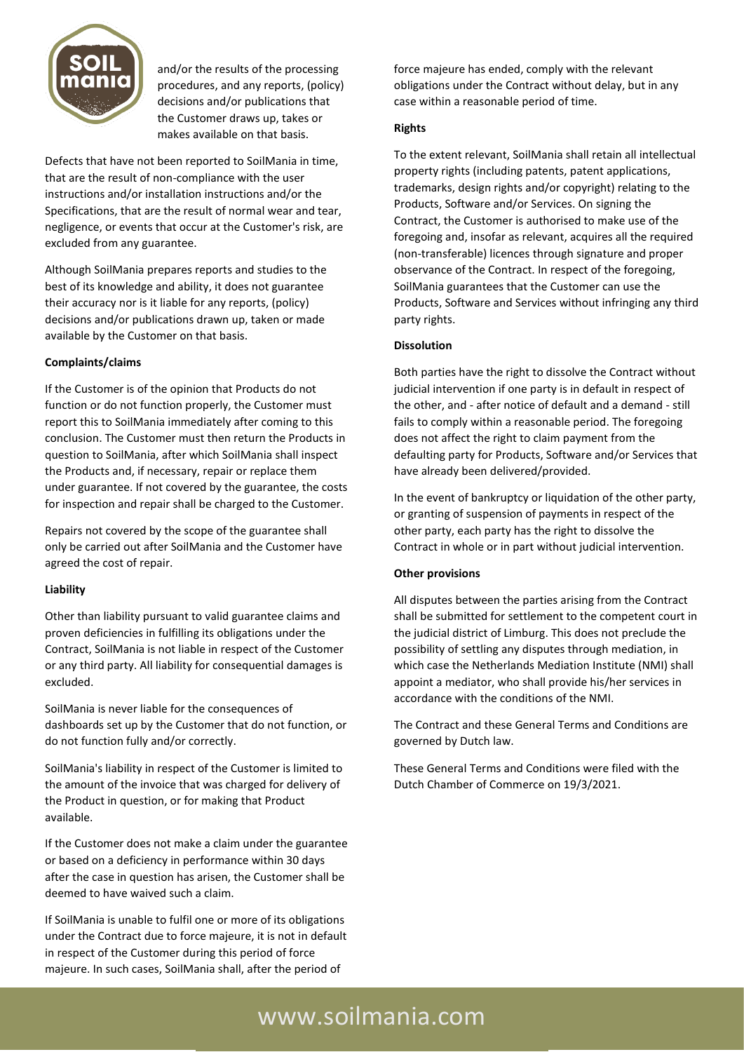and/or the results of the processing procedures, and any reports, (policy) decisions and/or publications that the Customer draws up, takes or makes available on that basis.

Defects that have not been reported to SoilMania in time, that are the result of non-compliance with the user instructions and/or installation instructions and/or the Specifications, that are the result of normal wear and tear, negligence, or events that occur at the Customer's risk, are excluded from any guarantee.

Although SoilMania prepares reports and studies to the best of its knowledge and ability, it does not guarantee their accuracy nor is it liable for any reports, (policy) decisions and/or publications drawn up, taken or made available by the Customer on that basis.

**Complaints/claims**

If the Customer is of the opinion that Products do not function or do not function properly, the Customer must report this to SoilMania immediately after coming to this conclusion. The Customer must then return the Products in question to SoilMania, after which SoilMania shall inspect the Products and, if necessary, repair or replace them under guarantee. If not covered by the guarantee, the costs for inspection and repair shall be charged to the Customer.

Repairs not covered by the scope of the guarantee shall only be carried out after SoilMania and the Customer have agreed the cost of repair.

**Liability**

Other than liability pursuant to valid guarantee claims and proven deficiencies in fulfilling its obligations under the Contract, SoilMania is not liable in respect of the Customer or any third party. All liability for consequential damages is excluded.

SoilMania is never liable for the consequences of dashboards set up by the Customer that do not function, or do not function fully and/or correctly.

SoilMania's liability in respect of the Customer is limited to the amount of the invoice that was charged for delivery of the Product in question, or for making that Product available.

If the Customer does not make a claim under the guarantee or based on a deficiency in performance within 30 days after the case in question has arisen, the Customer shall be deemed to have waived such a claim.

If SoilMania is unable to fulfil one or more of its obligations under the Contract due to force majeure, it is not in default in respect of the Customer during this period of force majeure. In such cases, SoilMania shall, after the period of force majeure has ended, comply with the relevant obligations under the Contract without delay, but in any case within a reasonable period of time.

**Rights**

To the extent relevant, SoilMania shall retain all intellectual property rights (including patents, patent applications, trademarks, design rights and/or copyright) relating to the Products, Software and/or Services. On signing the Contract, the Customer is authorised to make use of the foregoing and, insofar as relevant, acquires all the required (non-transferable) licences through signature and proper observance of the Contract. In respect of the foregoing, SoilMania guarantees that the Customer can use the Products, Software and Services without infringing any third party rights.

**Dissolution**

Both parties have the right to dissolve the Contract without judicial intervention if one party is in default in respect of the other, and - after notice of default and a demand - still fails to comply within a reasonable period. The foregoing does not affect the right to claim payment from the defaulting party for Products, Software and/or Services that have already been delivered/provided.

In the event of bankruptcy or liquidation of the other party, or granting of suspension of payments in respect of the other party, each party has the right to dissolve the Contract in whole or in part without judicial intervention.

**Other provisions**

All disputes between the parties arising from the Contract shall be submitted for settlement to the competent court in the judicial district of Limburg. This does not preclude the possibility of settling any disputes through mediation, in which case the Netherlands Mediation Institute (NMI) shall appoint a mediator, who shall provide his/her services in accordance with the conditions of the NMI.

The Contract and these General Terms and Conditions are governed by Dutch law.

These General Terms and Conditions were filed with the Dutch Chamber of Commerce on 19/3/2021.